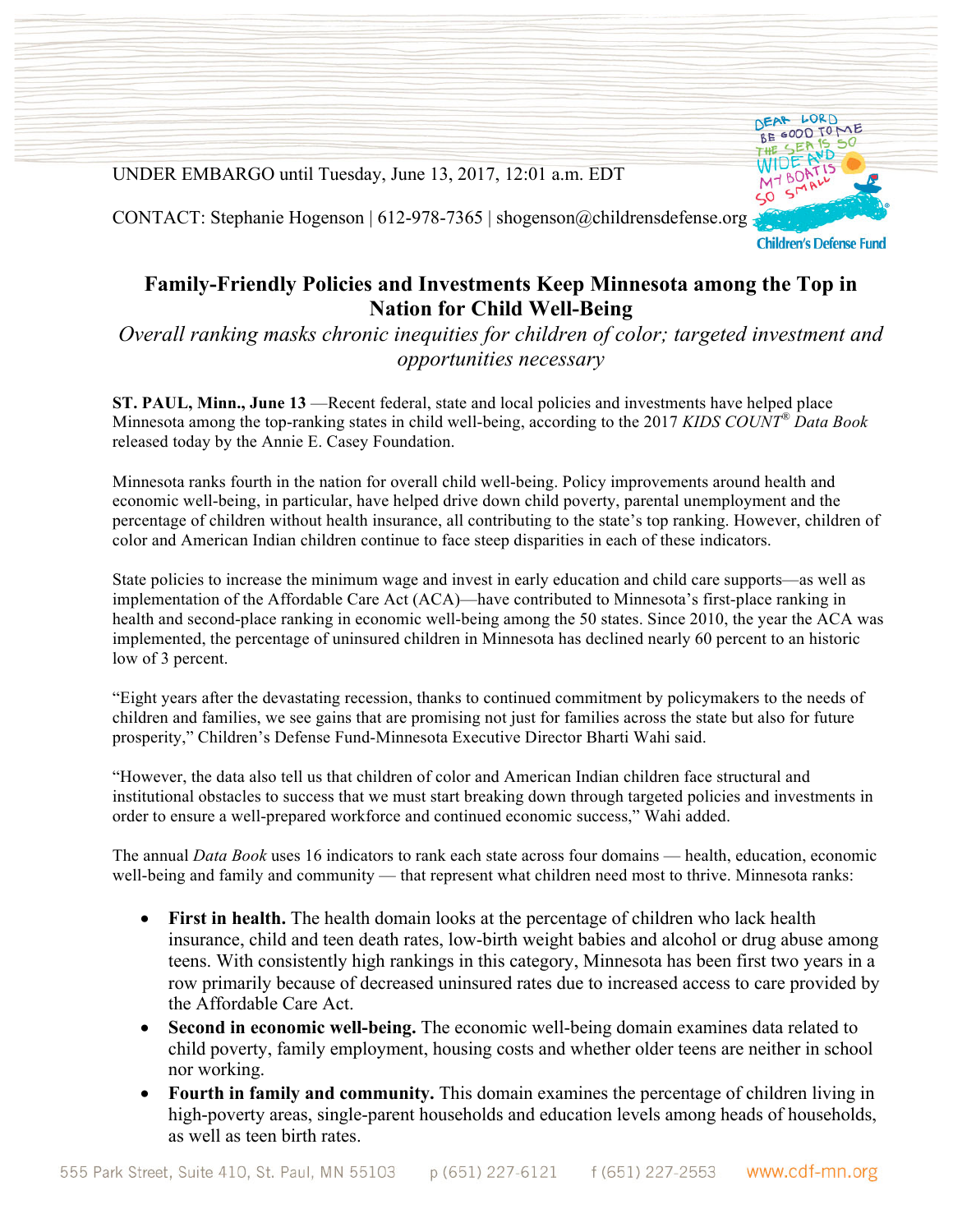UNDER EMBARGO until Tuesday, June 13, 2017, 12:01 a.m. EDT

CONTACT: Stephanie Hogenson | 612-978-7365 | shogenson@childrensdefense.org

# Family-Friendly Policies and Investments Keep Minnesota among the Top in Nation for Child Well-Being

*Overall ranking masks chronic inequities for children of color; targeted investment and opportunities necessary*

**ST. PAUL, Minn., June 13** —Recent federal, state and local policies and investments have helped place Minnesota among the top-ranking states in child well-being, according to the 2017 *KIDS COUNT® Data Book* released today by the Annie E. Casey Foundation.

Minnesota ranks fourth in the nation for overall child well-being. Policy improvements around health and economic well-being, in particular, have helped drive down child poverty, parental unemployment and the percentage of children without health insurance, all contributing to the state's top ranking. However, children of color and American Indian children continue to face steep disparities in each of these indicators.

State policies to increase the minimum wage and invest in early education and child care supports—as well as implementation of the Affordable Care Act (ACA)—have contributed to Minnesota's first-place ranking in health and second-place ranking in economic well-being among the 50 states. Since 2010, the year the ACA was implemented, the percentage of uninsured children in Minnesota has declined nearly 60 percent to an historic low of 3 percent.

"Eight years after the devastating recession, thanks to continued commitment by policymakers to the needs of children and families, we see gains that are promising not just for families across the state but also for future prosperity," Children's Defense Fund-Minnesota Executive Director Bharti Wahi said.

"However, the data also tell us that children of color and American Indian children face structural and institutional obstacles to success that we must start breaking down through targeted policies and investments in order to ensure a well-prepared workforce and continued economic success," Wahi added.

The annual *Data Book* uses 16 indicators to rank each state across four domains — health, education, economic well-being and family and community — that represent what children need most to thrive. Minnesota ranks:

- **First in health.** The health domain looks at the percentage of children who lack health insurance, child and teen death rates, low-birth weight babies and alcohol or drug abuse among teens. With consistently high rankings in this category, Minnesota has been first two years in a row primarily because of decreased uninsured rates due to increased access to care provided by the Affordable Care Act.
- **Second in economic well-being.** The economic well-being domain examines data related to child poverty, family employment, housing costs and whether older teens are neither in school nor working.
- **Fourth in family and community.** This domain examines the percentage of children living in high-poverty areas, single-parent households and education levels among heads of households, as well as teen birth rates.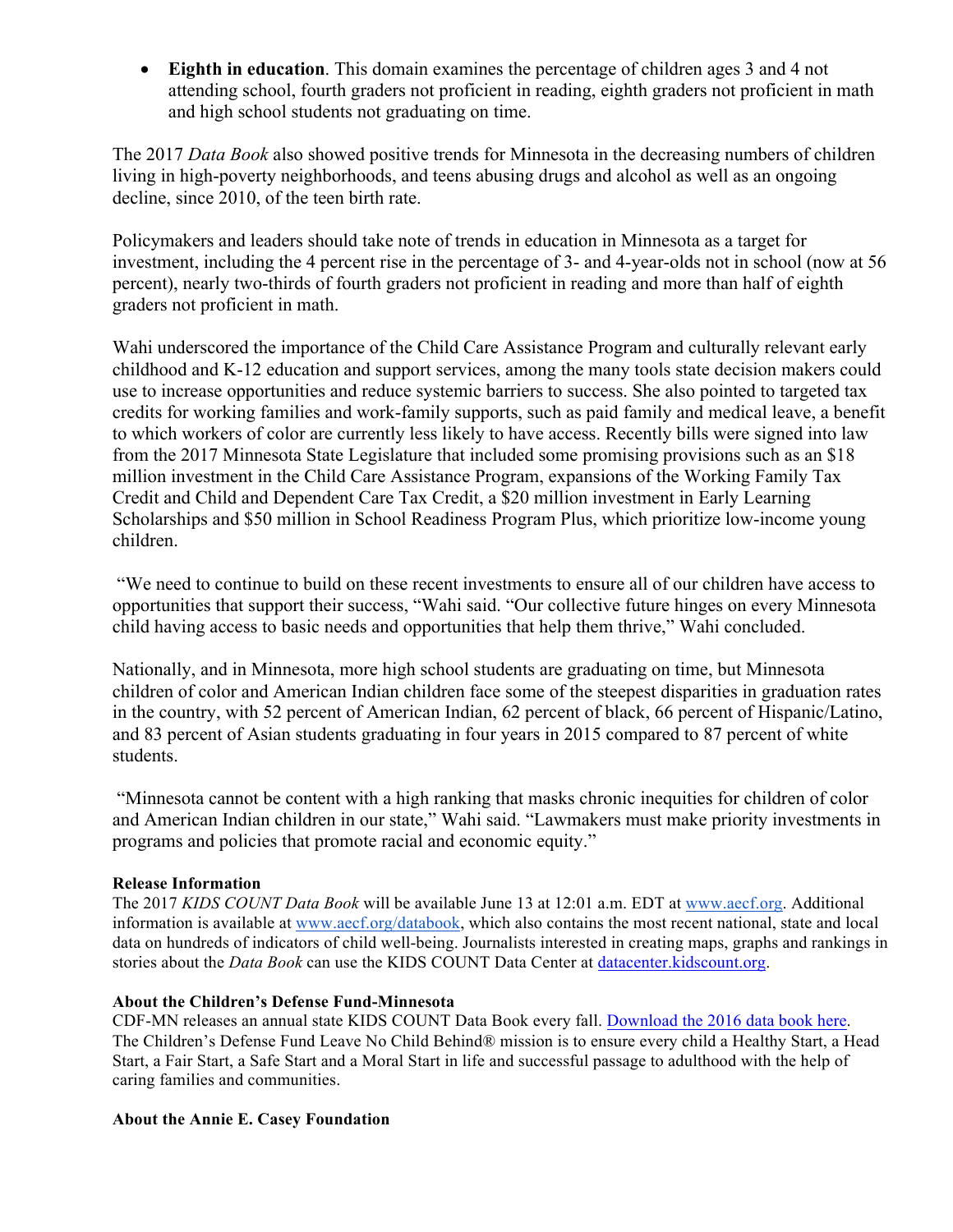- **Eighth in education**. This domain examines the percentage of children ages 3 and 4 not attending school, fourth graders not proficient in reading, eighth graders not proficient in math and high school students not graduating on time.

The 2017 *Data Book* also showed positive trends for Minnesota in the decreasing numbers of children living in high-poverty neighborhoods, and teens abusing drugs and alcohol as well as an ongoing decline, since 2010, of the teen birth rate.

Policymakers and leaders should take note of trends in education in Minnesota as a target for investment, including the 4 percent rise in the percentage of 3- and 4-year-olds not in school (now at 56 percent), nearly two-thirds of fourth graders not proficient in reading and more than half of eighth graders not proficient in math.

Wahi underscored the importance of the Child Care Assistance Program and culturally relevant early childhood and K-12 education and support services, among the many tools state decision makers could use to increase opportunities and reduce systemic barriers to success. She also pointed to targeted tax credits for working families and work-family supports, such as paid family and medical leave, a benefit to which workers of color are currently less likely to have access. Recently bills were signed into law from the 2017 Minnesota State Legislature that included some promising provisions such as an $18 million investment in the Child Care Assistance Program, expansions of the Working Family Tax Credit and Child and Dependent Care Tax Credit, a $20 million investment in Early Learning Scholarships and $50 million in School Readiness Program Plus, which prioritize low-income young children.

"We need to continue to build on these recent investments to ensure all of our children have access to opportunities that support their success, "Wahi said. "Our collective future hinges on every Minnesota child having access to basic needs and opportunities that help them thrive," Wahi concluded.

Nationally, and in Minnesota, more high school students are graduating on time, but Minnesota children of color and American Indian children face some of the steepest disparities in graduation rates in the country, with 52 percent of American Indian, 62 percent of black, 66 percent of Hispanic/Latino, and 83 percent of Asian students graduating in four years in 2015 compared to 87 percent of white students.

"Minnesota cannot be content with a high ranking that masks chronic inequities for children of color and American Indian children in our state," Wahi said. "Lawmakers must make priority investments in programs and policies that promote racial and economic equity."

**Release Information**

The 2017 *KIDS COUNT Data Book* will be available June 13 at 12:01 a.m. EDT at www.aecf.org. Additional information is available at www.aecf.org/databook, which also contains the most recent national, state and local data on hundreds of indicators of child well-being. Journalists interested in creating maps, graphs and rankings in stories about the *Data Book* can use the KIDS COUNT Data Center at datacenter.kidscount.org.

**About the Children's Defense Fund-Minnesota**

CDF-MN releases an annual state KIDS COUNT Data Book every fall. Download the 2016 data book here. The Children's Defense Fund Leave No Child Behind® mission is to ensure every child a Healthy Start, a Head Start, a Fair Start, a Safe Start and a Moral Start in life and successful passage to adulthood with the help of caring families and communities.

**About the Annie E. Casey Foundation**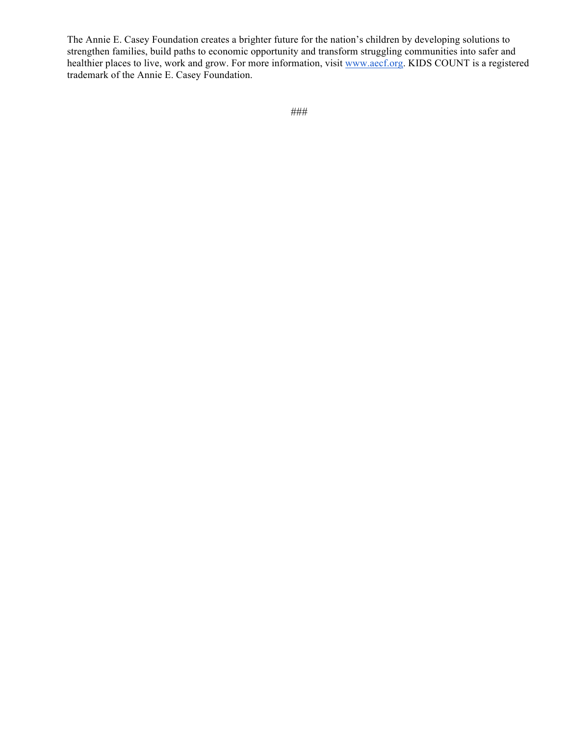The Annie E. Casey Foundation creates a brighter future for the nation's children by developing solutions to strengthen families, build paths to economic opportunity and transform struggling communities into safer and healthier places to live, work and grow. For more information, visit [www.aecf.org](http://www.aecf.org). KIDS COUNT is a registered trademark of the Annie E. Casey Foundation.

###